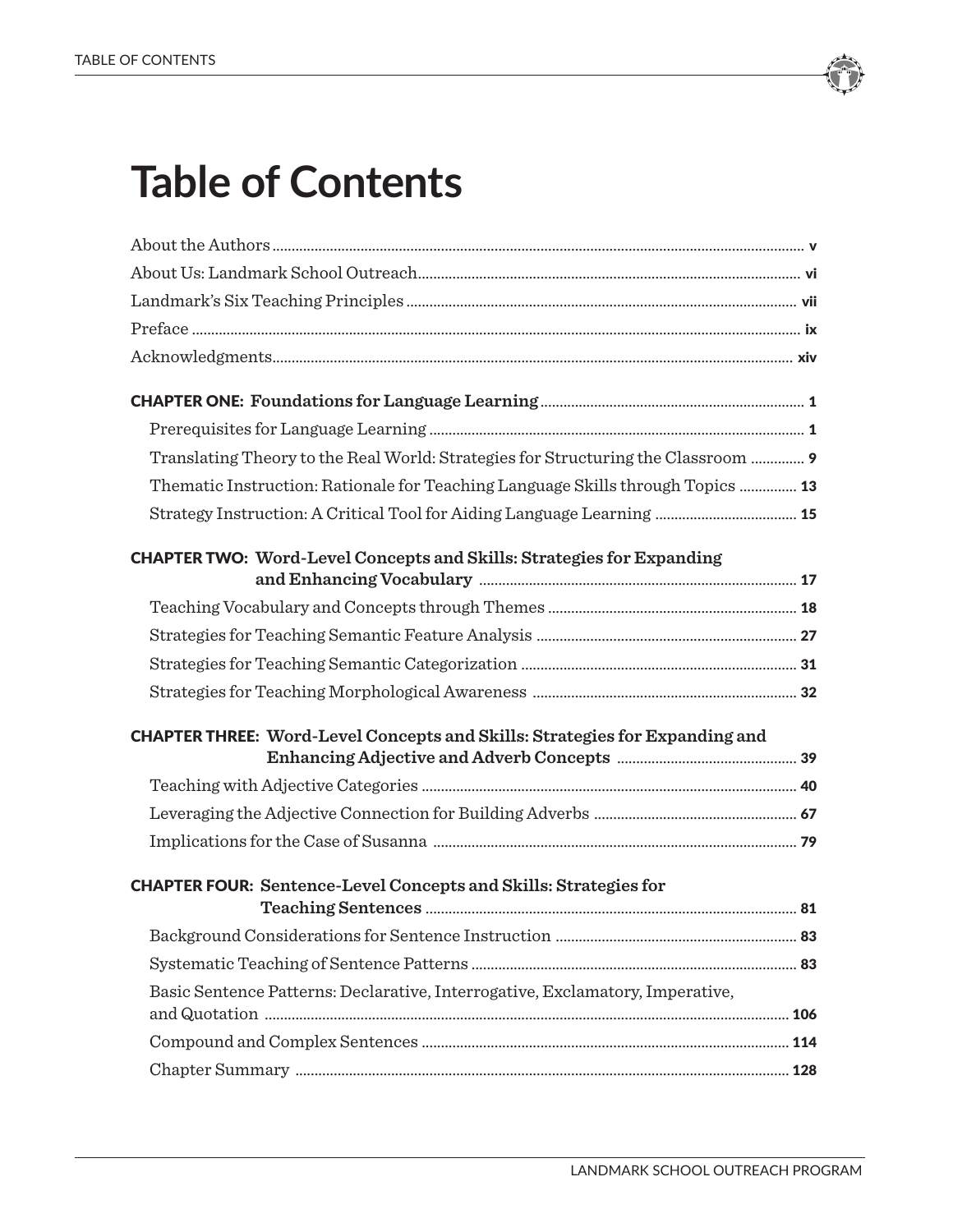# Table of Contents

About the Authors ..... v

About Us: Landmark School Outreach ..... vi

Landmark's Six Teaching Principles ..... vii

Preface ..... ix

Acknowledgments ..... xiv

**CHAPTER ONE: Foundations for Language Learning** ..... 1

- Prerequisites for Language Learning ..... 1
- Translating Theory to the Real World: Strategies for Structuring the Classroom ..... 9
- Thematic Instruction: Rationale for Teaching Language Skills through Topics ..... 13
- Strategy Instruction: A Critical Tool for Aiding Language Learning ..... 15

**CHAPTER TWO: Word-Level Concepts and Skills: Strategies for Expanding and Enhancing Vocabulary** ..... 17

- Teaching Vocabulary and Concepts through Themes ..... 18
- Strategies for Teaching Semantic Feature Analysis ..... 27
- Strategies for Teaching Semantic Categorization ..... 31
- Strategies for Teaching Morphological Awareness ..... 32

**CHAPTER THREE: Word-Level Concepts and Skills: Strategies for Expanding and Enhancing Adjective and Adverb Concepts** ..... 39

- Teaching with Adjective Categories ..... 40
- Leveraging the Adjective Connection for Building Adverbs ..... 67
- Implications for the Case of Susanna ..... 79

**CHAPTER FOUR: Sentence-Level Concepts and Skills: Strategies for Teaching Sentences** ..... 81

- Background Considerations for Sentence Instruction ..... 83
- Systematic Teaching of Sentence Patterns ..... 83
- Basic Sentence Patterns: Declarative, Interrogative, Exclamatory, Imperative, and Quotation ..... 106
- Compound and Complex Sentences ..... 114
- Chapter Summary ..... 128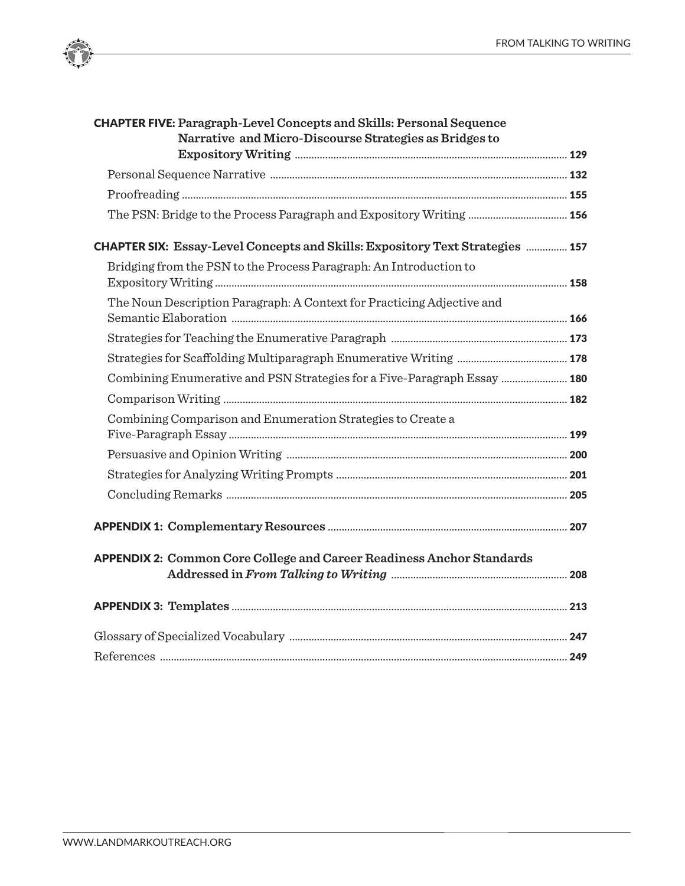**CHAPTER FIVE: Paragraph-Level Concepts and Skills: Personal Sequence Narrative and Micro-Discourse Strategies as Bridges to Expository Writing** ..... 129

- Personal Sequence Narrative ..... 132
- Proofreading ..... 155
- The PSN: Bridge to the Process Paragraph and Expository Writing ..... 156

**CHAPTER SIX: Essay-Level Concepts and Skills: Expository Text Strategies** ..... 157

- Bridging from the PSN to the Process Paragraph: An Introduction to Expository Writing ..... 158
- The Noun Description Paragraph: A Context for Practicing Adjective and Semantic Elaboration ..... 166
- Strategies for Teaching the Enumerative Paragraph ..... 173
- Strategies for Scaffolding Multiparagraph Enumerative Writing ..... 178
- Combining Enumerative and PSN Strategies for a Five-Paragraph Essay ..... 180
- Comparison Writing ..... 182
- Combining Comparison and Enumeration Strategies to Create a Five-Paragraph Essay ..... 199
- Persuasive and Opinion Writing ..... 200
- Strategies for Analyzing Writing Prompts ..... 201
- Concluding Remarks ..... 205

**APPENDIX 1: Complementary Resources** ..... 207

**APPENDIX 2: Common Core College and Career Readiness Anchor Standards Addressed in *From Talking to Writing*** ..... 208

**APPENDIX 3: Templates** ..... 213

Glossary of Specialized Vocabulary ..... 247

References ..... 249